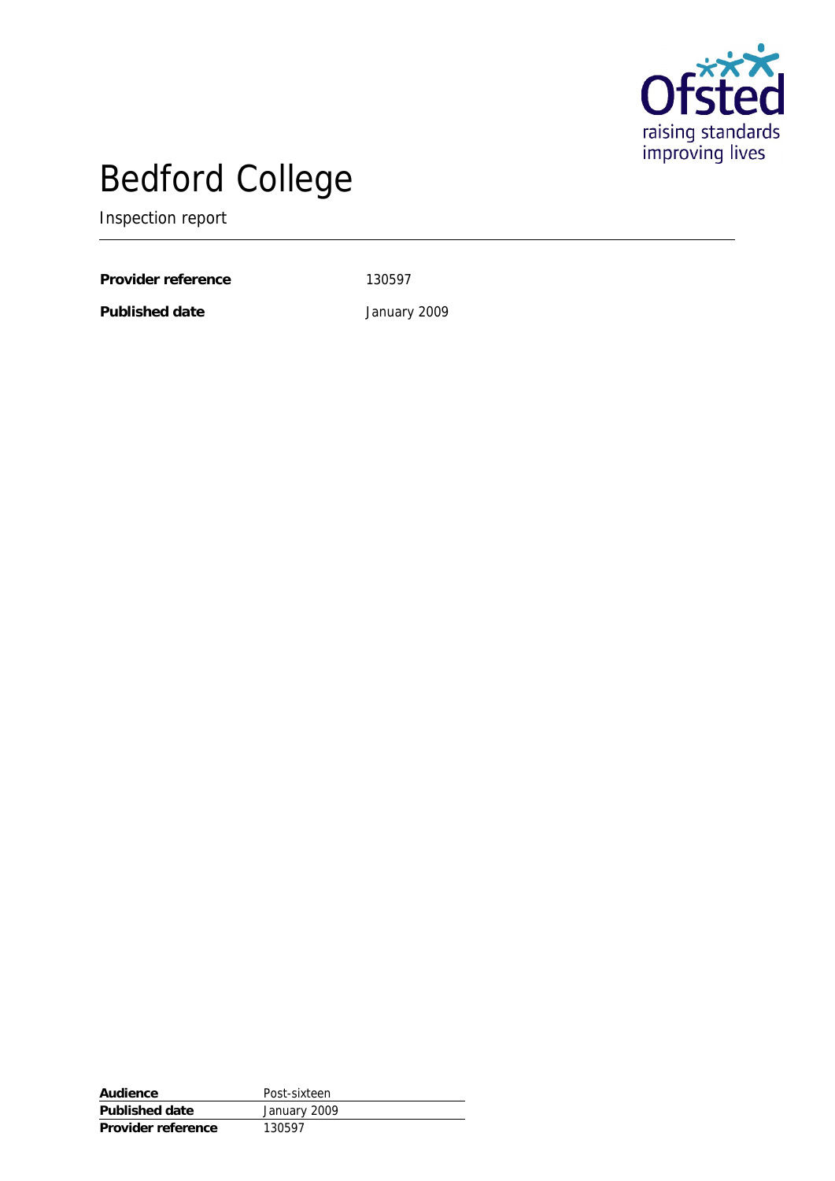# Bedford College

Inspection report

| | |
|---|---|
| **Provider reference** | 130597 |
| **Published date** | January 2009 |

| | |
|---|---|
| **Audience** | Post-sixteen |
| **Published date** | January 2009 |
| **Provider reference** | 130597 |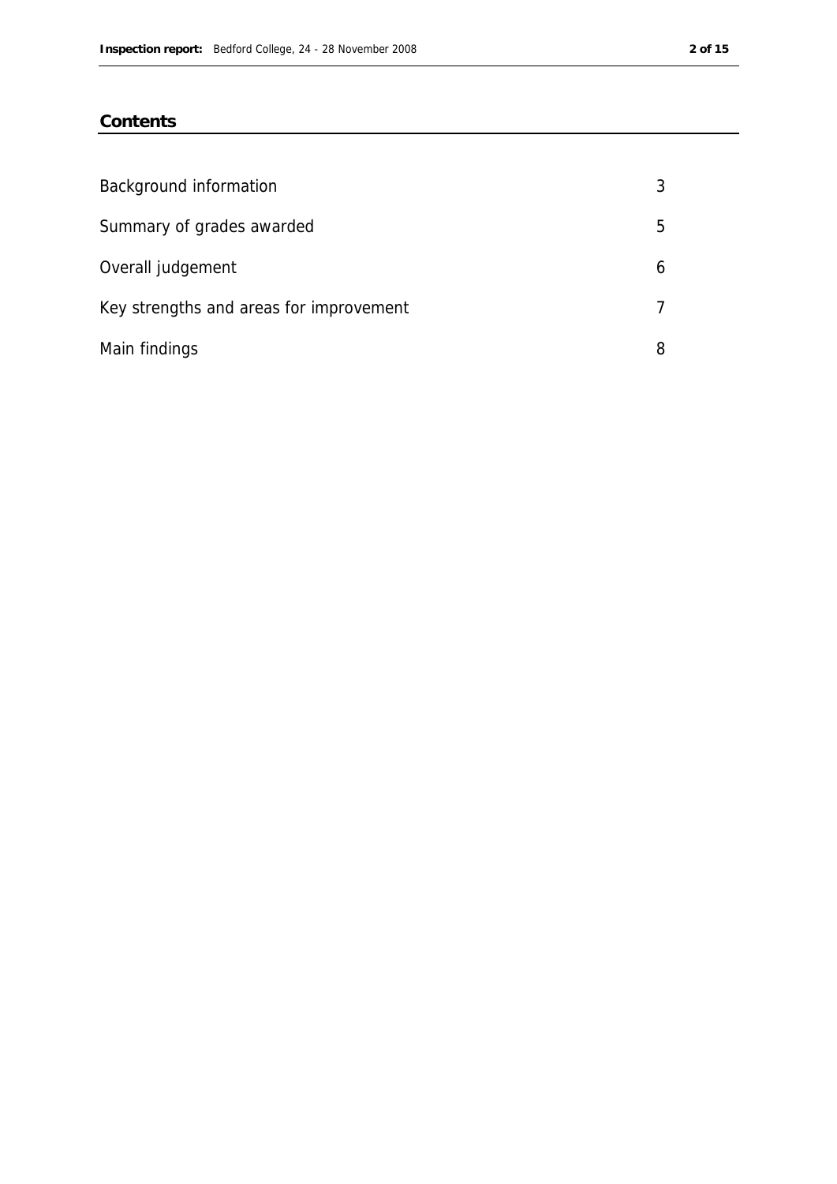## Contents

| | |
|---|---|
| Background information | 3 |
| Summary of grades awarded | 5 |
| Overall judgement | 6 |
| Key strengths and areas for improvement | 7 |
| Main findings | 8 |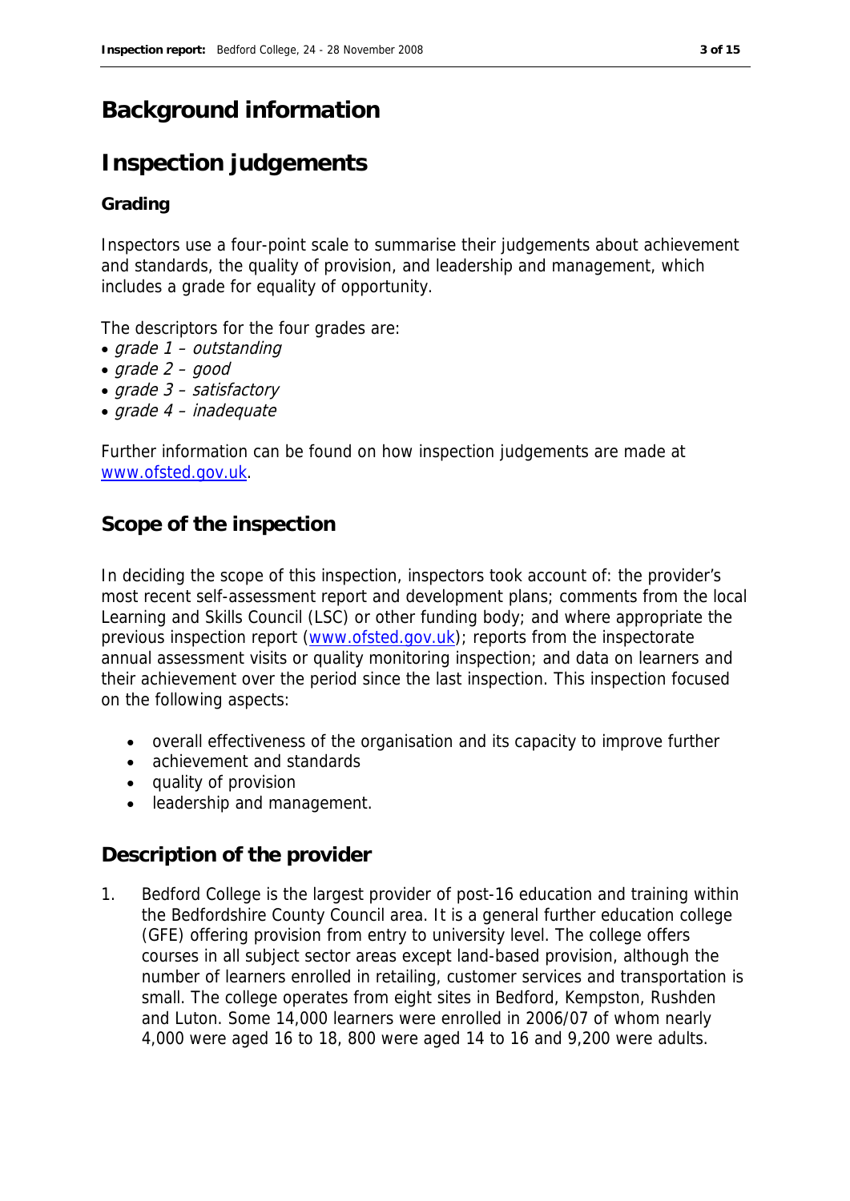# Background information

# Inspection judgements

### Grading

Inspectors use a four-point scale to summarise their judgements about achievement and standards, the quality of provision, and leadership and management, which includes a grade for equality of opportunity.

The descriptors for the four grades are:

- *grade 1 – outstanding*
- *grade 2 – good*
- *grade 3 – satisfactory*
- *grade 4 – inadequate*

Further information can be found on how inspection judgements are made at [www.ofsted.gov.uk](http://www.ofsted.gov.uk).

## Scope of the inspection

In deciding the scope of this inspection, inspectors took account of: the provider's most recent self-assessment report and development plans; comments from the local Learning and Skills Council (LSC) or other funding body; and where appropriate the previous inspection report ([www.ofsted.gov.uk](http://www.ofsted.gov.uk)); reports from the inspectorate annual assessment visits or quality monitoring inspection; and data on learners and their achievement over the period since the last inspection. This inspection focused on the following aspects:

- overall effectiveness of the organisation and its capacity to improve further
- achievement and standards
- quality of provision
- leadership and management.

## Description of the provider

1. Bedford College is the largest provider of post-16 education and training within the Bedfordshire County Council area. It is a general further education college (GFE) offering provision from entry to university level. The college offers courses in all subject sector areas except land-based provision, although the number of learners enrolled in retailing, customer services and transportation is small. The college operates from eight sites in Bedford, Kempston, Rushden and Luton. Some 14,000 learners were enrolled in 2006/07 of whom nearly 4,000 were aged 16 to 18, 800 were aged 14 to 16 and 9,200 were adults.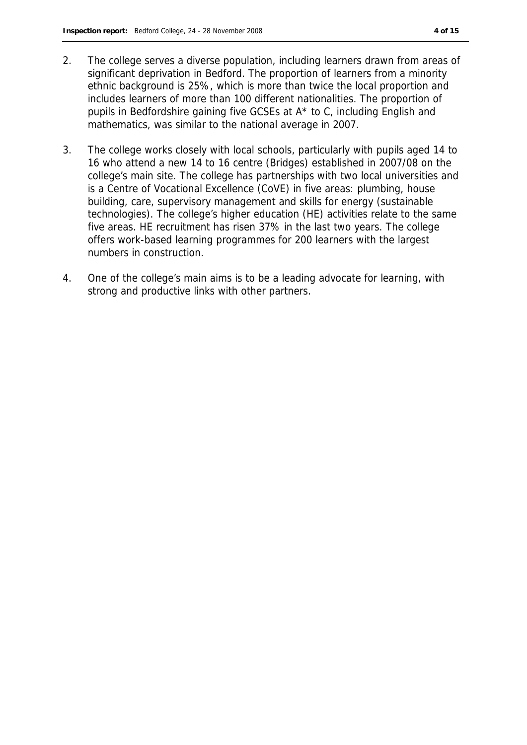2. The college serves a diverse population, including learners drawn from areas of significant deprivation in Bedford. The proportion of learners from a minority ethnic background is 25%, which is more than twice the local proportion and includes learners of more than 100 different nationalities. The proportion of pupils in Bedfordshire gaining five GCSEs at A* to C, including English and mathematics, was similar to the national average in 2007.

3. The college works closely with local schools, particularly with pupils aged 14 to 16 who attend a new 14 to 16 centre (Bridges) established in 2007/08 on the college's main site. The college has partnerships with two local universities and is a Centre of Vocational Excellence (CoVE) in five areas: plumbing, house building, care, supervisory management and skills for energy (sustainable technologies). The college's higher education (HE) activities relate to the same five areas. HE recruitment has risen 37% in the last two years. The college offers work-based learning programmes for 200 learners with the largest numbers in construction.

4. One of the college's main aims is to be a leading advocate for learning, with strong and productive links with other partners.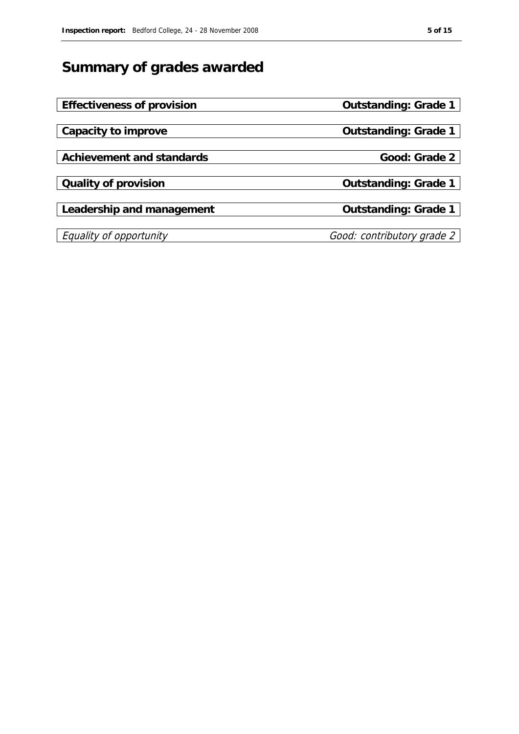# Summary of grades awarded

| | |
|---|---|
| **Effectiveness of provision** | **Outstanding: Grade 1** |
| **Capacity to improve** | **Outstanding: Grade 1** |
| **Achievement and standards** | **Good: Grade 2** |
| **Quality of provision** | **Outstanding: Grade 1** |
| **Leadership and management** | **Outstanding: Grade 1** |
| *Equality of opportunity* | *Good: contributory grade 2* |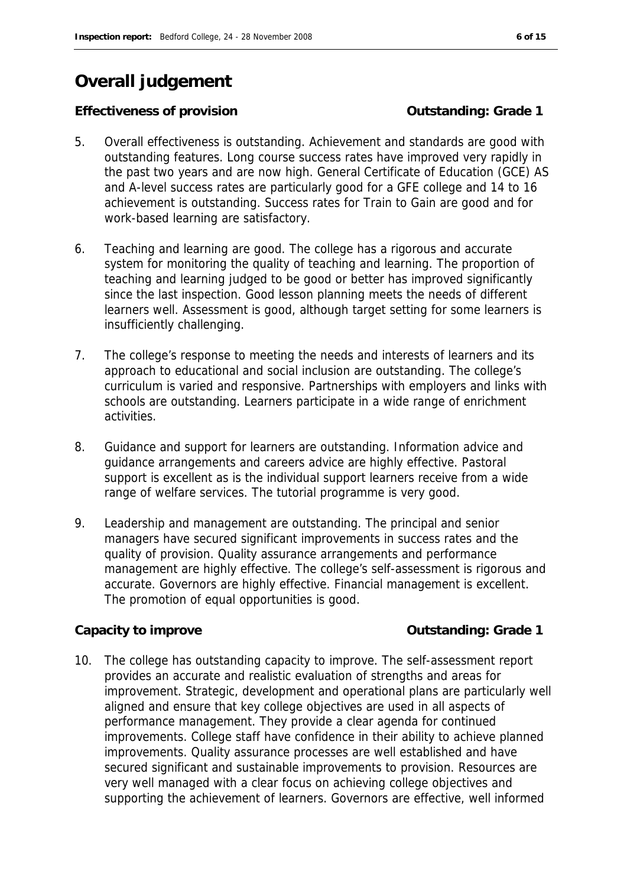# Overall judgement

**Effectiveness of provision** **Outstanding: Grade 1**

5. Overall effectiveness is outstanding. Achievement and standards are good with outstanding features. Long course success rates have improved very rapidly in the past two years and are now high. General Certificate of Education (GCE) AS and A-level success rates are particularly good for a GFE college and 14 to 16 achievement is outstanding. Success rates for Train to Gain are good and for work-based learning are satisfactory.

6. Teaching and learning are good. The college has a rigorous and accurate system for monitoring the quality of teaching and learning. The proportion of teaching and learning judged to be good or better has improved significantly since the last inspection. Good lesson planning meets the needs of different learners well. Assessment is good, although target setting for some learners is insufficiently challenging.

7. The college's response to meeting the needs and interests of learners and its approach to educational and social inclusion are outstanding. The college's curriculum is varied and responsive. Partnerships with employers and links with schools are outstanding. Learners participate in a wide range of enrichment activities.

8. Guidance and support for learners are outstanding. Information advice and guidance arrangements and careers advice are highly effective. Pastoral support is excellent as is the individual support learners receive from a wide range of welfare services. The tutorial programme is very good.

9. Leadership and management are outstanding. The principal and senior managers have secured significant improvements in success rates and the quality of provision. Quality assurance arrangements and performance management are highly effective. The college's self-assessment is rigorous and accurate. Governors are highly effective. Financial management is excellent. The promotion of equal opportunities is good.

**Capacity to improve** **Outstanding: Grade 1**

10. The college has outstanding capacity to improve. The self-assessment report provides an accurate and realistic evaluation of strengths and areas for improvement. Strategic, development and operational plans are particularly well aligned and ensure that key college objectives are used in all aspects of performance management. They provide a clear agenda for continued improvements. College staff have confidence in their ability to achieve planned improvements. Quality assurance processes are well established and have secured significant and sustainable improvements to provision. Resources are very well managed with a clear focus on achieving college objectives and supporting the achievement of learners. Governors are effective, well informed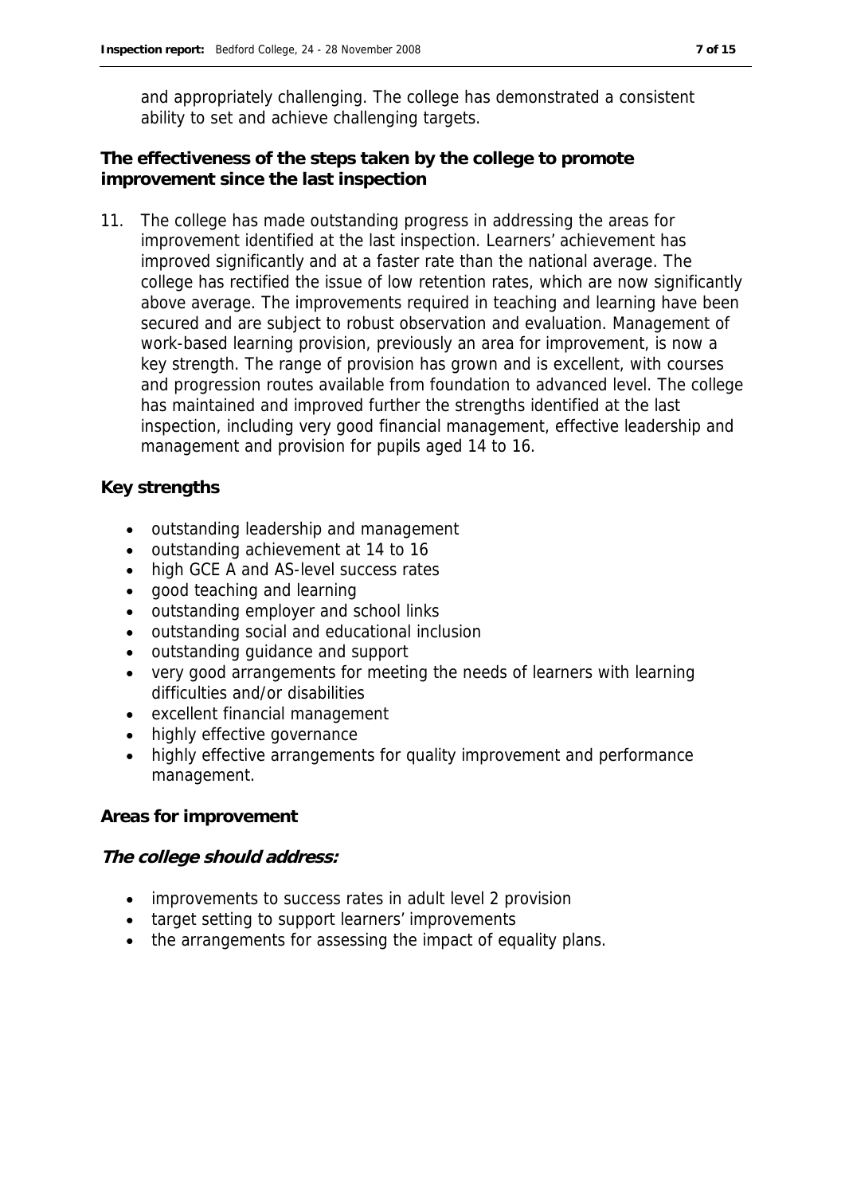and appropriately challenging. The college has demonstrated a consistent ability to set and achieve challenging targets.

**The effectiveness of the steps taken by the college to promote improvement since the last inspection**

11. The college has made outstanding progress in addressing the areas for improvement identified at the last inspection. Learners' achievement has improved significantly and at a faster rate than the national average. The college has rectified the issue of low retention rates, which are now significantly above average. The improvements required in teaching and learning have been secured and are subject to robust observation and evaluation. Management of work-based learning provision, previously an area for improvement, is now a key strength. The range of provision has grown and is excellent, with courses and progression routes available from foundation to advanced level. The college has maintained and improved further the strengths identified at the last inspection, including very good financial management, effective leadership and management and provision for pupils aged 14 to 16.

**Key strengths**

- outstanding leadership and management
- outstanding achievement at 14 to 16
- high GCE A and AS-level success rates
- good teaching and learning
- outstanding employer and school links
- outstanding social and educational inclusion
- outstanding guidance and support
- very good arrangements for meeting the needs of learners with learning difficulties and/or disabilities
- excellent financial management
- highly effective governance
- highly effective arrangements for quality improvement and performance management.

**Areas for improvement**

***The college should address:***

- improvements to success rates in adult level 2 provision
- target setting to support learners' improvements
- the arrangements for assessing the impact of equality plans.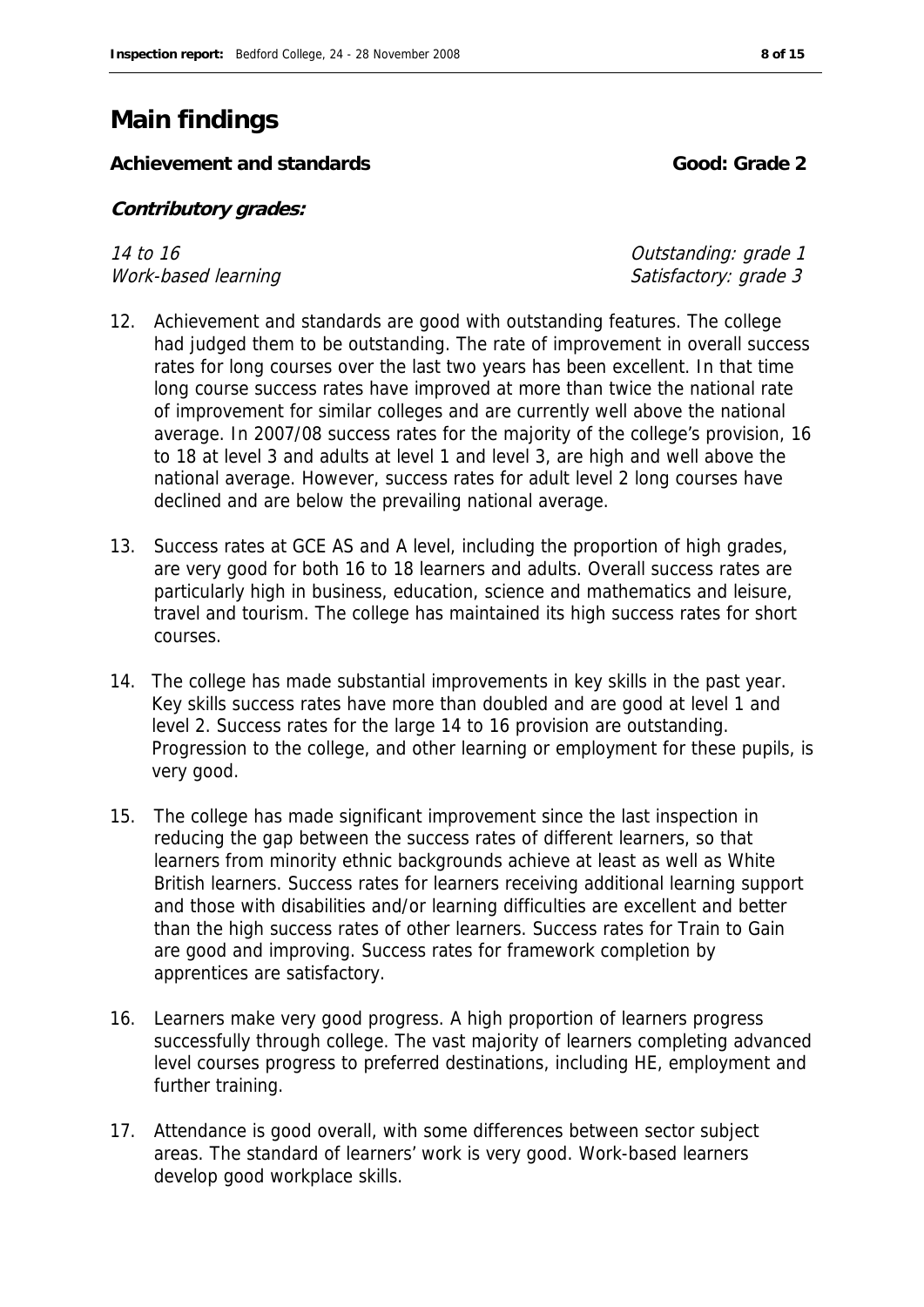## Main findings

**Achievement and standards** **Good: Grade 2**

***Contributory grades:***

| | |
|---|---|
| *14 to 16* | *Outstanding: grade 1* |
| *Work-based learning* | *Satisfactory: grade 3* |

12. Achievement and standards are good with outstanding features. The college had judged them to be outstanding. The rate of improvement in overall success rates for long courses over the last two years has been excellent. In that time long course success rates have improved at more than twice the national rate of improvement for similar colleges and are currently well above the national average. In 2007/08 success rates for the majority of the college's provision, 16 to 18 at level 3 and adults at level 1 and level 3, are high and well above the national average. However, success rates for adult level 2 long courses have declined and are below the prevailing national average.

13. Success rates at GCE AS and A level, including the proportion of high grades, are very good for both 16 to 18 learners and adults. Overall success rates are particularly high in business, education, science and mathematics and leisure, travel and tourism. The college has maintained its high success rates for short courses.

14. The college has made substantial improvements in key skills in the past year. Key skills success rates have more than doubled and are good at level 1 and level 2. Success rates for the large 14 to 16 provision are outstanding. Progression to the college, and other learning or employment for these pupils, is very good.

15. The college has made significant improvement since the last inspection in reducing the gap between the success rates of different learners, so that learners from minority ethnic backgrounds achieve at least as well as White British learners. Success rates for learners receiving additional learning support and those with disabilities and/or learning difficulties are excellent and better than the high success rates of other learners. Success rates for Train to Gain are good and improving. Success rates for framework completion by apprentices are satisfactory.

16. Learners make very good progress. A high proportion of learners progress successfully through college. The vast majority of learners completing advanced level courses progress to preferred destinations, including HE, employment and further training.

17. Attendance is good overall, with some differences between sector subject areas. The standard of learners' work is very good. Work-based learners develop good workplace skills.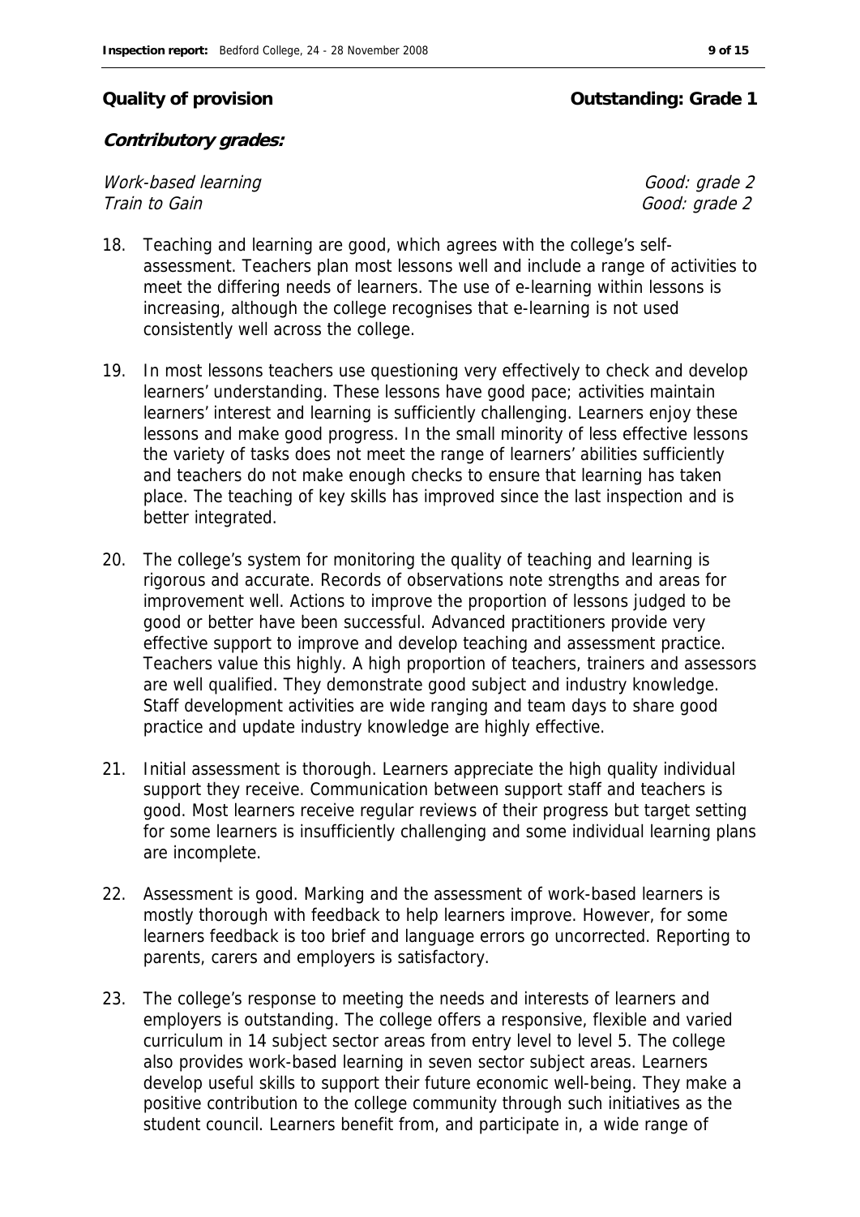**Quality of provision** **Outstanding: Grade 1**

***Contributory grades:***

*Work-based learning* *Good: grade 2*
*Train to Gain* *Good: grade 2*

18. Teaching and learning are good, which agrees with the college's self-assessment. Teachers plan most lessons well and include a range of activities to meet the differing needs of learners. The use of e-learning within lessons is increasing, although the college recognises that e-learning is not used consistently well across the college.

19. In most lessons teachers use questioning very effectively to check and develop learners' understanding. These lessons have good pace; activities maintain learners' interest and learning is sufficiently challenging. Learners enjoy these lessons and make good progress. In the small minority of less effective lessons the variety of tasks does not meet the range of learners' abilities sufficiently and teachers do not make enough checks to ensure that learning has taken place. The teaching of key skills has improved since the last inspection and is better integrated.

20. The college's system for monitoring the quality of teaching and learning is rigorous and accurate. Records of observations note strengths and areas for improvement well. Actions to improve the proportion of lessons judged to be good or better have been successful. Advanced practitioners provide very effective support to improve and develop teaching and assessment practice. Teachers value this highly. A high proportion of teachers, trainers and assessors are well qualified. They demonstrate good subject and industry knowledge. Staff development activities are wide ranging and team days to share good practice and update industry knowledge are highly effective.

21. Initial assessment is thorough. Learners appreciate the high quality individual support they receive. Communication between support staff and teachers is good. Most learners receive regular reviews of their progress but target setting for some learners is insufficiently challenging and some individual learning plans are incomplete.

22. Assessment is good. Marking and the assessment of work-based learners is mostly thorough with feedback to help learners improve. However, for some learners feedback is too brief and language errors go uncorrected. Reporting to parents, carers and employers is satisfactory.

23. The college's response to meeting the needs and interests of learners and employers is outstanding. The college offers a responsive, flexible and varied curriculum in 14 subject sector areas from entry level to level 5. The college also provides work-based learning in seven sector subject areas. Learners develop useful skills to support their future economic well-being. They make a positive contribution to the college community through such initiatives as the student council. Learners benefit from, and participate in, a wide range of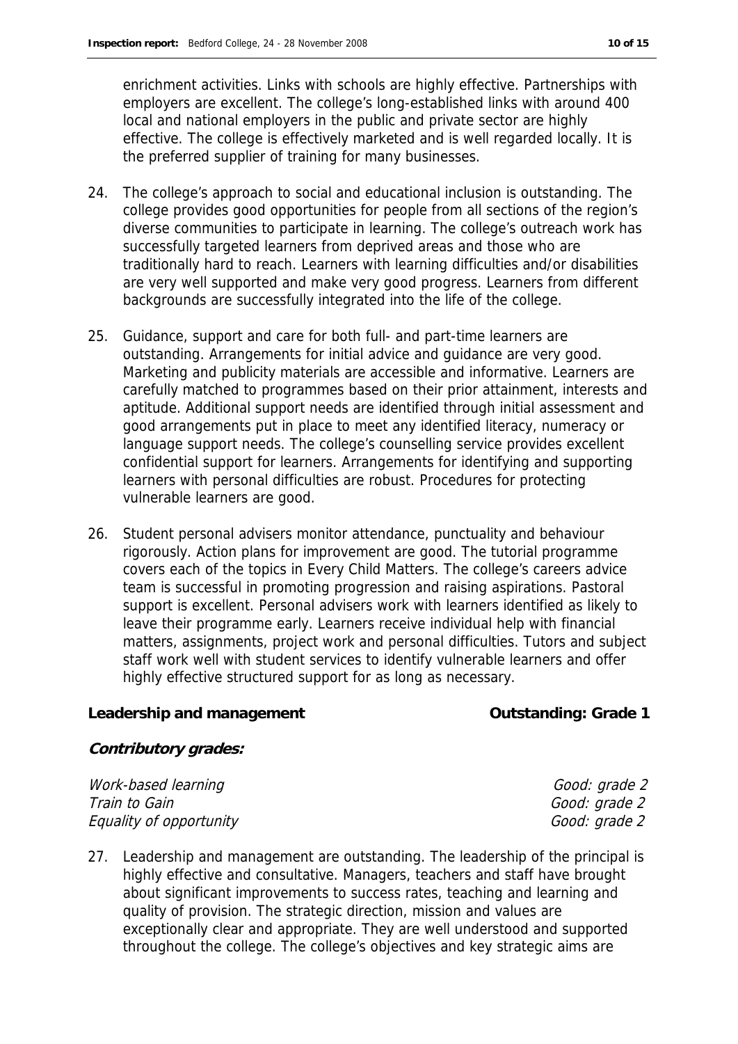enrichment activities. Links with schools are highly effective. Partnerships with employers are excellent. The college's long-established links with around 400 local and national employers in the public and private sector are highly effective. The college is effectively marketed and is well regarded locally. It is the preferred supplier of training for many businesses.

24. The college's approach to social and educational inclusion is outstanding. The college provides good opportunities for people from all sections of the region's diverse communities to participate in learning. The college's outreach work has successfully targeted learners from deprived areas and those who are traditionally hard to reach. Learners with learning difficulties and/or disabilities are very well supported and make very good progress. Learners from different backgrounds are successfully integrated into the life of the college.

25. Guidance, support and care for both full- and part-time learners are outstanding. Arrangements for initial advice and guidance are very good. Marketing and publicity materials are accessible and informative. Learners are carefully matched to programmes based on their prior attainment, interests and aptitude. Additional support needs are identified through initial assessment and good arrangements put in place to meet any identified literacy, numeracy or language support needs. The college's counselling service provides excellent confidential support for learners. Arrangements for identifying and supporting learners with personal difficulties are robust. Procedures for protecting vulnerable learners are good.

26. Student personal advisers monitor attendance, punctuality and behaviour rigorously. Action plans for improvement are good. The tutorial programme covers each of the topics in Every Child Matters. The college's careers advice team is successful in promoting progression and raising aspirations. Pastoral support is excellent. Personal advisers work with learners identified as likely to leave their programme early. Learners receive individual help with financial matters, assignments, project work and personal difficulties. Tutors and subject staff work well with student services to identify vulnerable learners and offer highly effective structured support for as long as necessary.

**Leadership and management** **Outstanding: Grade 1**

***Contributory grades:***

| | |
|---|---|
| *Work-based learning* | *Good: grade 2* |
| *Train to Gain* | *Good: grade 2* |
| *Equality of opportunity* | *Good: grade 2* |

27. Leadership and management are outstanding. The leadership of the principal is highly effective and consultative. Managers, teachers and staff have brought about significant improvements to success rates, teaching and learning and quality of provision. The strategic direction, mission and values are exceptionally clear and appropriate. They are well understood and supported throughout the college. The college's objectives and key strategic aims are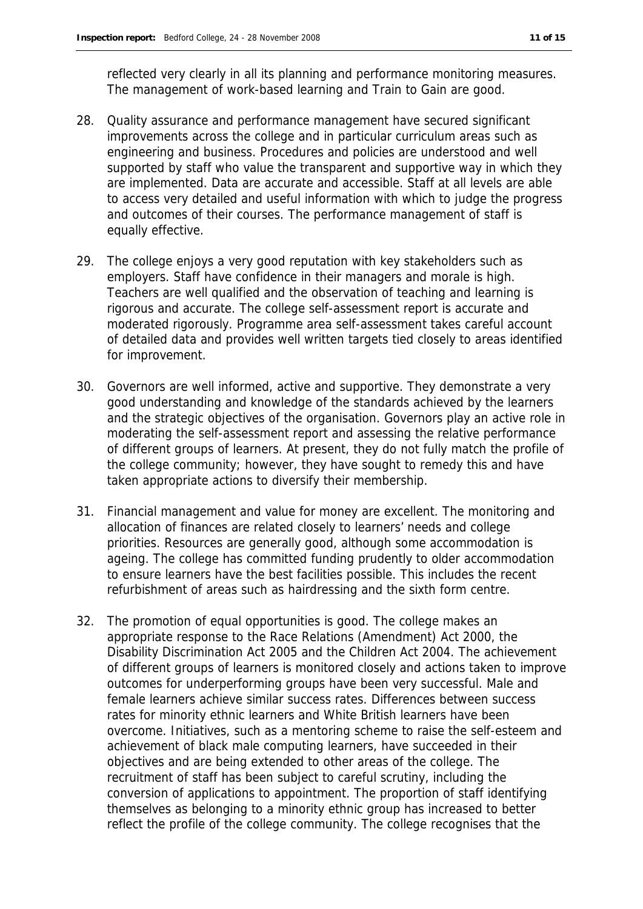reflected very clearly in all its planning and performance monitoring measures. The management of work-based learning and Train to Gain are good.

28. Quality assurance and performance management have secured significant improvements across the college and in particular curriculum areas such as engineering and business. Procedures and policies are understood and well supported by staff who value the transparent and supportive way in which they are implemented. Data are accurate and accessible. Staff at all levels are able to access very detailed and useful information with which to judge the progress and outcomes of their courses. The performance management of staff is equally effective.

29. The college enjoys a very good reputation with key stakeholders such as employers. Staff have confidence in their managers and morale is high. Teachers are well qualified and the observation of teaching and learning is rigorous and accurate. The college self-assessment report is accurate and moderated rigorously. Programme area self-assessment takes careful account of detailed data and provides well written targets tied closely to areas identified for improvement.

30. Governors are well informed, active and supportive. They demonstrate a very good understanding and knowledge of the standards achieved by the learners and the strategic objectives of the organisation. Governors play an active role in moderating the self-assessment report and assessing the relative performance of different groups of learners. At present, they do not fully match the profile of the college community; however, they have sought to remedy this and have taken appropriate actions to diversify their membership.

31. Financial management and value for money are excellent. The monitoring and allocation of finances are related closely to learners' needs and college priorities. Resources are generally good, although some accommodation is ageing. The college has committed funding prudently to older accommodation to ensure learners have the best facilities possible. This includes the recent refurbishment of areas such as hairdressing and the sixth form centre.

32. The promotion of equal opportunities is good. The college makes an appropriate response to the Race Relations (Amendment) Act 2000, the Disability Discrimination Act 2005 and the Children Act 2004. The achievement of different groups of learners is monitored closely and actions taken to improve outcomes for underperforming groups have been very successful. Male and female learners achieve similar success rates. Differences between success rates for minority ethnic learners and White British learners have been overcome. Initiatives, such as a mentoring scheme to raise the self-esteem and achievement of black male computing learners, have succeeded in their objectives and are being extended to other areas of the college. The recruitment of staff has been subject to careful scrutiny, including the conversion of applications to appointment. The proportion of staff identifying themselves as belonging to a minority ethnic group has increased to better reflect the profile of the college community. The college recognises that the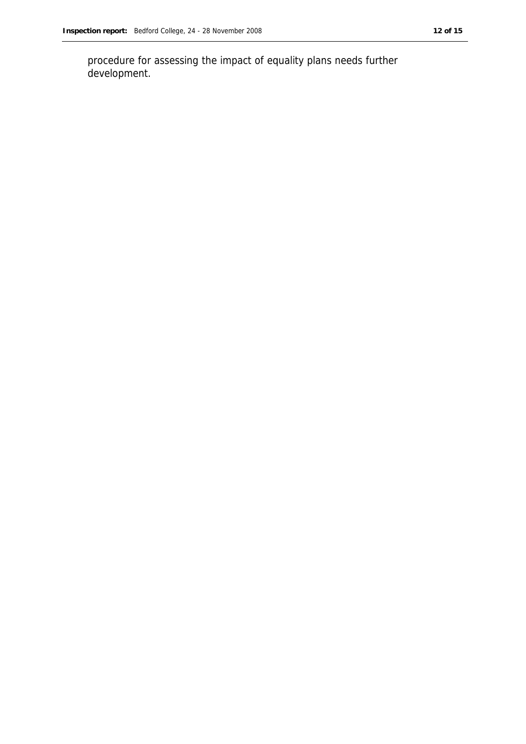procedure for assessing the impact of equality plans needs further development.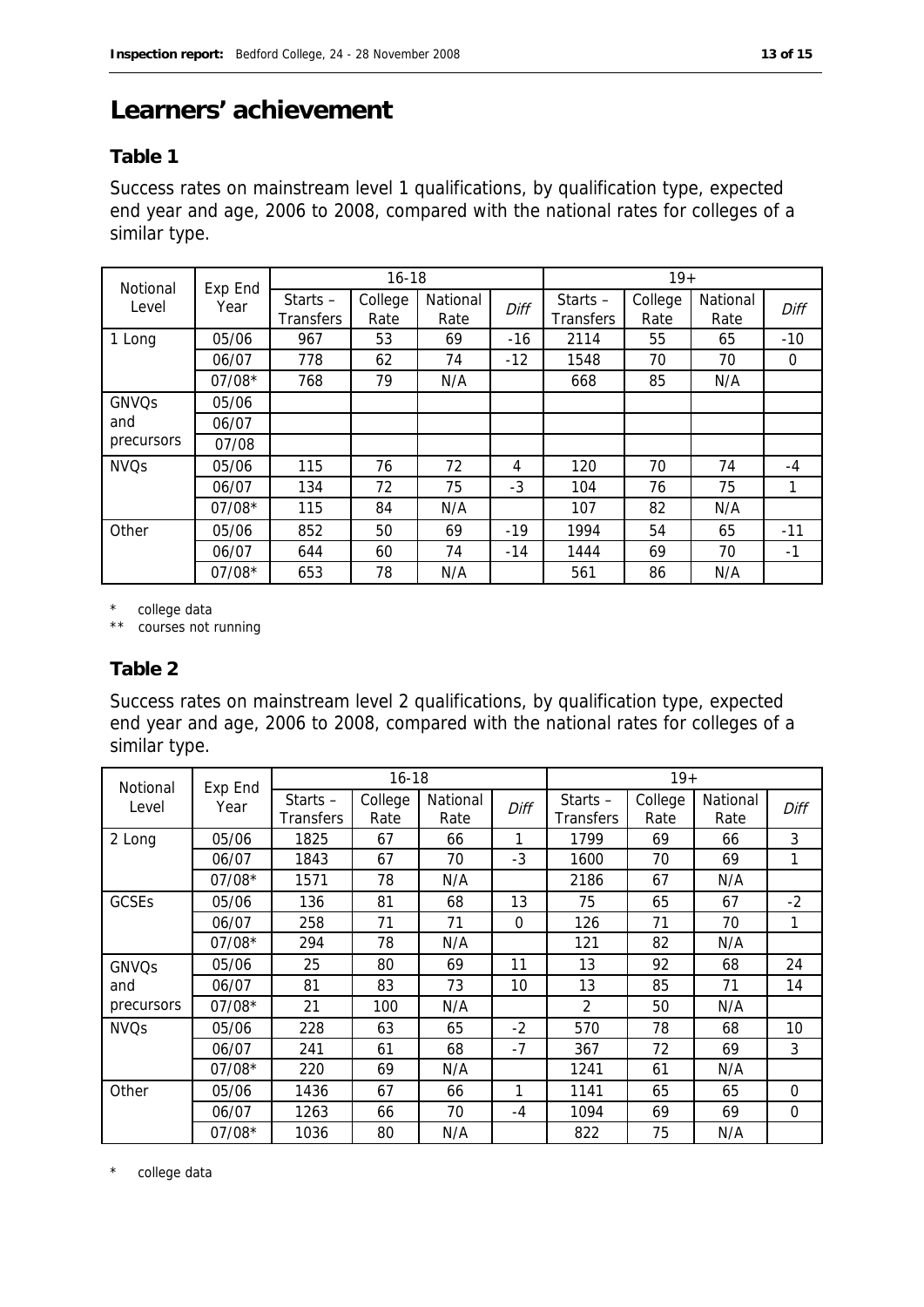# Learners' achievement

### Table 1

Success rates on mainstream level 1 qualifications, by qualification type, expected end year and age, 2006 to 2008, compared with the national rates for colleges of a similar type.

| Notional Level | Exp End Year | 16-18 | | | | 19+ | | | |
|---|---|---|---|---|---|---|---|---|---|
| | | Starts – Transfers | College Rate | National Rate | *Diff* | Starts – Transfers | College Rate | National Rate | *Diff* |
| 1 Long | 05/06 | 967 | 53 | 69 | -16 | 2114 | 55 | 65 | -10 |
| | 06/07 | 778 | 62 | 74 | -12 | 1548 | 70 | 70 | 0 |
| | 07/08* | 768 | 79 | N/A | | 668 | 85 | N/A | |
| GNVQs and precursors | 05/06 | | | | | | | | |
| | 06/07 | | | | | | | | |
| | 07/08 | | | | | | | | |
| NVQs | 05/06 | 115 | 76 | 72 | 4 | 120 | 70 | 74 | -4 |
| | 06/07 | 134 | 72 | 75 | -3 | 104 | 76 | 75 | 1 |
| | 07/08* | 115 | 84 | N/A | | 107 | 82 | N/A | |
| Other | 05/06 | 852 | 50 | 69 | -19 | 1994 | 54 | 65 | -11 |
| | 06/07 | 644 | 60 | 74 | -14 | 1444 | 69 | 70 | -1 |
| | 07/08* | 653 | 78 | N/A | | 561 | 86 | N/A | |

\* college data
\*\* courses not running

### Table 2

Success rates on mainstream level 2 qualifications, by qualification type, expected end year and age, 2006 to 2008, compared with the national rates for colleges of a similar type.

| Notional Level | Exp End Year | 16-18 | | | | 19+ | | | |
|---|---|---|---|---|---|---|---|---|---|
| | | Starts – Transfers | College Rate | National Rate | *Diff* | Starts – Transfers | College Rate | National Rate | *Diff* |
| 2 Long | 05/06 | 1825 | 67 | 66 | 1 | 1799 | 69 | 66 | 3 |
| | 06/07 | 1843 | 67 | 70 | -3 | 1600 | 70 | 69 | 1 |
| | 07/08* | 1571 | 78 | N/A | | 2186 | 67 | N/A | |
| GCSEs | 05/06 | 136 | 81 | 68 | 13 | 75 | 65 | 67 | -2 |
| | 06/07 | 258 | 71 | 71 | 0 | 126 | 71 | 70 | 1 |
| | 07/08* | 294 | 78 | N/A | | 121 | 82 | N/A | |
| GNVQs and precursors | 05/06 | 25 | 80 | 69 | 11 | 13 | 92 | 68 | 24 |
| | 06/07 | 81 | 83 | 73 | 10 | 13 | 85 | 71 | 14 |
| | 07/08* | 21 | 100 | N/A | | 2 | 50 | N/A | |
| NVQs | 05/06 | 228 | 63 | 65 | -2 | 570 | 78 | 68 | 10 |
| | 06/07 | 241 | 61 | 68 | -7 | 367 | 72 | 69 | 3 |
| | 07/08* | 220 | 69 | N/A | | 1241 | 61 | N/A | |
| Other | 05/06 | 1436 | 67 | 66 | 1 | 1141 | 65 | 65 | 0 |
| | 06/07 | 1263 | 66 | 70 | -4 | 1094 | 69 | 69 | 0 |
| | 07/08* | 1036 | 80 | N/A | | 822 | 75 | N/A | |

\* college data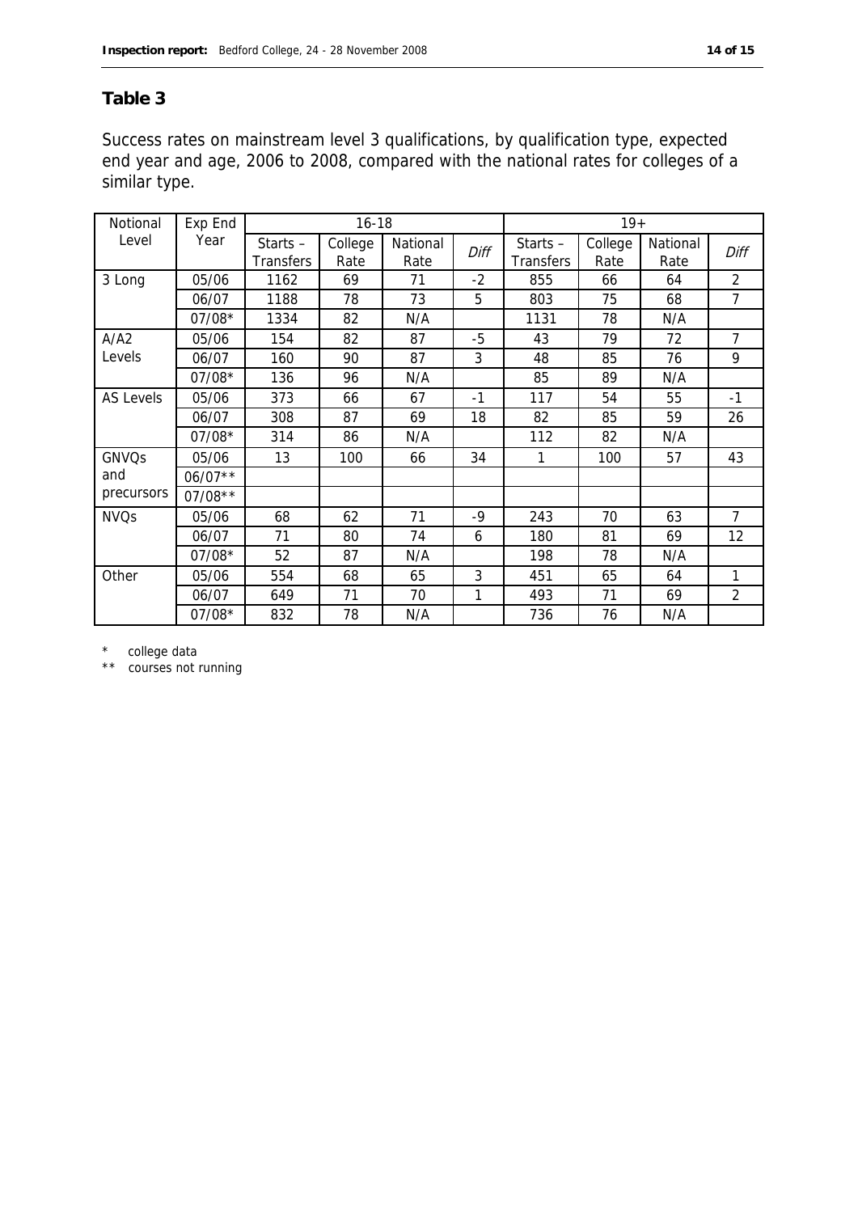## Table 3

Success rates on mainstream level 3 qualifications, by qualification type, expected end year and age, 2006 to 2008, compared with the national rates for colleges of a similar type.

| Notional Level | Exp End Year | 16-18 | | | | 19+ | | | |
|---|---|---|---|---|---|---|---|---|---|
| | | Starts – Transfers | College Rate | National Rate | *Diff* | Starts – Transfers | College Rate | National Rate | *Diff* |
| 3 Long | 05/06 | 1162 | 69 | 71 | -2 | 855 | 66 | 64 | 2 |
| | 06/07 | 1188 | 78 | 73 | 5 | 803 | 75 | 68 | 7 |
| | 07/08* | 1334 | 82 | N/A | | 1131 | 78 | N/A | |
| A/A2 Levels | 05/06 | 154 | 82 | 87 | -5 | 43 | 79 | 72 | 7 |
| | 06/07 | 160 | 90 | 87 | 3 | 48 | 85 | 76 | 9 |
| | 07/08* | 136 | 96 | N/A | | 85 | 89 | N/A | |
| AS Levels | 05/06 | 373 | 66 | 67 | -1 | 117 | 54 | 55 | -1 |
| | 06/07 | 308 | 87 | 69 | 18 | 82 | 85 | 59 | 26 |
| | 07/08* | 314 | 86 | N/A | | 112 | 82 | N/A | |
| GNVQs and precursors | 05/06 | 13 | 100 | 66 | 34 | 1 | 100 | 57 | 43 |
| | 06/07** | | | | | | | | |
| | 07/08** | | | | | | | | |
| NVQs | 05/06 | 68 | 62 | 71 | -9 | 243 | 70 | 63 | 7 |
| | 06/07 | 71 | 80 | 74 | 6 | 180 | 81 | 69 | 12 |
| | 07/08* | 52 | 87 | N/A | | 198 | 78 | N/A | |
| Other | 05/06 | 554 | 68 | 65 | 3 | 451 | 65 | 64 | 1 |
| | 06/07 | 649 | 71 | 70 | 1 | 493 | 71 | 69 | 2 |
| | 07/08* | 832 | 78 | N/A | | 736 | 76 | N/A | |

\* college data
\*\* courses not running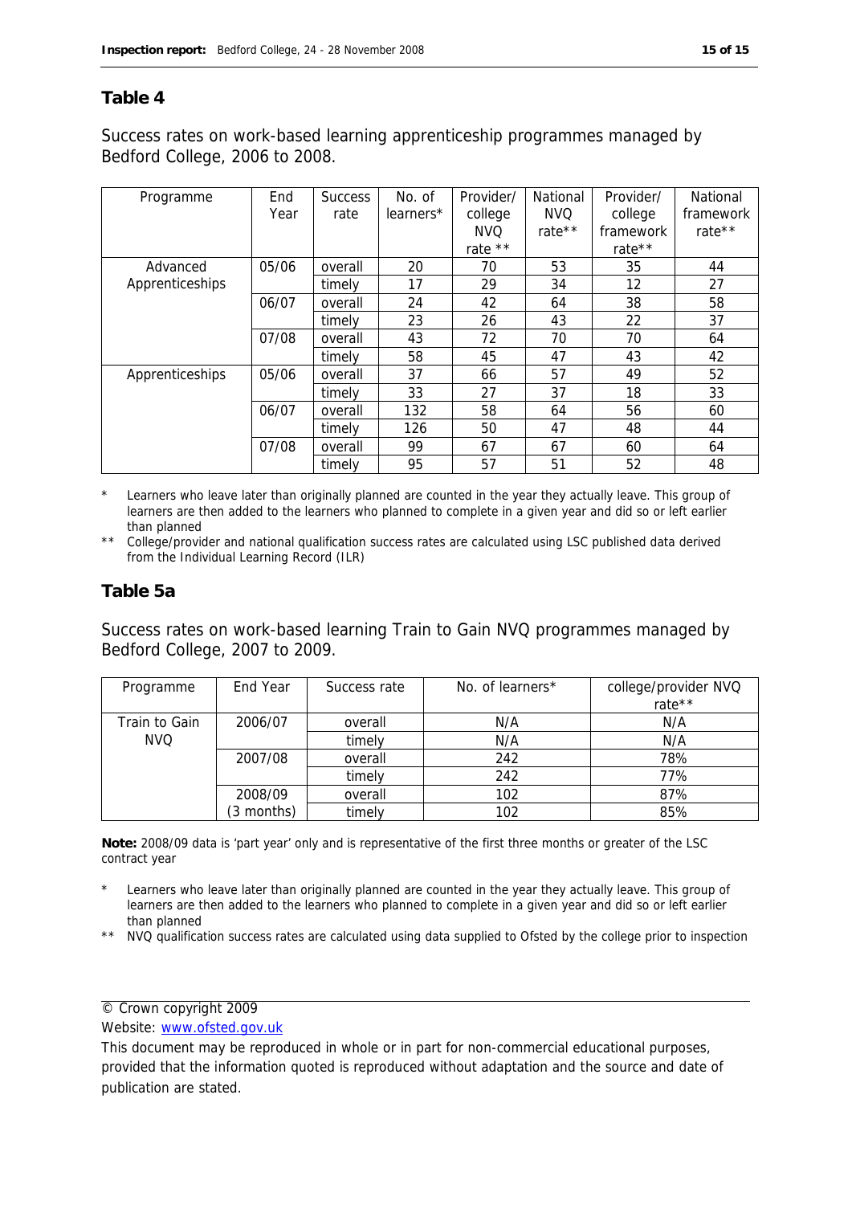## Table 4

Success rates on work-based learning apprenticeship programmes managed by Bedford College, 2006 to 2008.

| Programme | End Year | Success rate | No. of learners* | Provider/ college NVQ rate ** | National NVQ rate** | Provider/ college framework rate** | National framework rate** |
|---|---|---|---|---|---|---|---|
| Advanced Apprenticeships | 05/06 | overall | 20 | 70 | 53 | 35 | 44 |
| | | timely | 17 | 29 | 34 | 12 | 27 |
| | 06/07 | overall | 24 | 42 | 64 | 38 | 58 |
| | | timely | 23 | 26 | 43 | 22 | 37 |
| | 07/08 | overall | 43 | 72 | 70 | 70 | 64 |
| | | timely | 58 | 45 | 47 | 43 | 42 |
| Apprenticeships | 05/06 | overall | 37 | 66 | 57 | 49 | 52 |
| | | timely | 33 | 27 | 37 | 18 | 33 |
| | 06/07 | overall | 132 | 58 | 64 | 56 | 60 |
| | | timely | 126 | 50 | 47 | 48 | 44 |
| | 07/08 | overall | 99 | 67 | 67 | 60 | 64 |
| | | timely | 95 | 57 | 51 | 52 | 48 |

\* Learners who leave later than originally planned are counted in the year they actually leave. This group of learners are then added to the learners who planned to complete in a given year and did so or left earlier than planned

\*\* College/provider and national qualification success rates are calculated using LSC published data derived from the Individual Learning Record (ILR)

## Table 5a

Success rates on work-based learning Train to Gain NVQ programmes managed by Bedford College, 2007 to 2009.

| Programme | End Year | Success rate | No. of learners* | college/provider NVQ rate** |
|---|---|---|---|---|
| Train to Gain NVQ | 2006/07 | overall | N/A | N/A |
| | | timely | N/A | N/A |
| | 2007/08 | overall | 242 | 78% |
| | | timely | 242 | 77% |
| | 2008/09 (3 months) | overall | 102 | 87% |
| | | timely | 102 | 85% |

**Note:** 2008/09 data is 'part year' only and is representative of the first three months or greater of the LSC contract year

\* Learners who leave later than originally planned are counted in the year they actually leave. This group of learners are then added to the learners who planned to complete in a given year and did so or left earlier than planned

\*\* NVQ qualification success rates are calculated using data supplied to Ofsted by the college prior to inspection

© Crown copyright 2009

Website: www.ofsted.gov.uk

This document may be reproduced in whole or in part for non-commercial educational purposes, provided that the information quoted is reproduced without adaptation and the source and date of publication are stated.